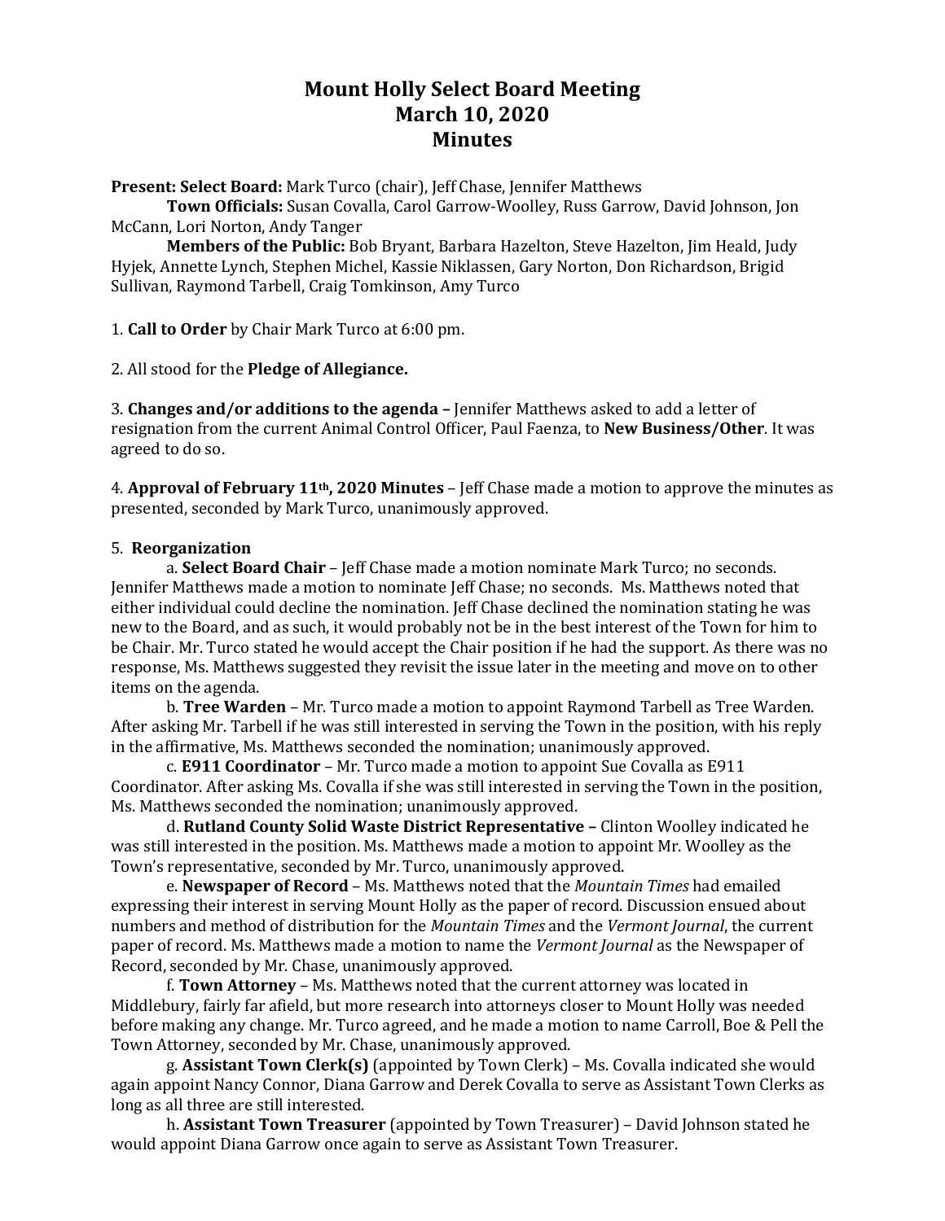# Mount Holly Select Board Meeting
# March 10, 2020
# Minutes

**Present: Select Board:** Mark Turco (chair), Jeff Chase, Jennifer Matthews

**Town Officials:** Susan Covalla, Carol Garrow-Woolley, Russ Garrow, David Johnson, Jon McCann, Lori Norton, Andy Tanger

**Members of the Public:** Bob Bryant, Barbara Hazelton, Steve Hazelton, Jim Heald, Judy Hyjek, Annette Lynch, Stephen Michel, Kassie Niklassen, Gary Norton, Don Richardson, Brigid Sullivan, Raymond Tarbell, Craig Tomkinson, Amy Turco

1. **Call to Order** by Chair Mark Turco at 6:00 pm.

2. All stood for the **Pledge of Allegiance.**

3. **Changes and/or additions to the agenda –** Jennifer Matthews asked to add a letter of resignation from the current Animal Control Officer, Paul Faenza, to **New Business/Other**. It was agreed to do so.

4. **Approval of February 11th, 2020 Minutes** – Jeff Chase made a motion to approve the minutes as presented, seconded by Mark Turco, unanimously approved.

5. **Reorganization**

a. **Select Board Chair** – Jeff Chase made a motion nominate Mark Turco; no seconds. Jennifer Matthews made a motion to nominate Jeff Chase; no seconds. Ms. Matthews noted that either individual could decline the nomination. Jeff Chase declined the nomination stating he was new to the Board, and as such, it would probably not be in the best interest of the Town for him to be Chair. Mr. Turco stated he would accept the Chair position if he had the support. As there was no response, Ms. Matthews suggested they revisit the issue later in the meeting and move on to other items on the agenda.

b. **Tree Warden** – Mr. Turco made a motion to appoint Raymond Tarbell as Tree Warden. After asking Mr. Tarbell if he was still interested in serving the Town in the position, with his reply in the affirmative, Ms. Matthews seconded the nomination; unanimously approved.

c. **E911 Coordinator** – Mr. Turco made a motion to appoint Sue Covalla as E911 Coordinator. After asking Ms. Covalla if she was still interested in serving the Town in the position, Ms. Matthews seconded the nomination; unanimously approved.

d. **Rutland County Solid Waste District Representative –** Clinton Woolley indicated he was still interested in the position. Ms. Matthews made a motion to appoint Mr. Woolley as the Town's representative, seconded by Mr. Turco, unanimously approved.

e. **Newspaper of Record** – Ms. Matthews noted that the *Mountain Times* had emailed expressing their interest in serving Mount Holly as the paper of record. Discussion ensued about numbers and method of distribution for the *Mountain Times* and the *Vermont Journal*, the current paper of record. Ms. Matthews made a motion to name the *Vermont Journal* as the Newspaper of Record, seconded by Mr. Chase, unanimously approved.

f. **Town Attorney** – Ms. Matthews noted that the current attorney was located in Middlebury, fairly far afield, but more research into attorneys closer to Mount Holly was needed before making any change. Mr. Turco agreed, and he made a motion to name Carroll, Boe & Pell the Town Attorney, seconded by Mr. Chase, unanimously approved.

g. **Assistant Town Clerk(s)** (appointed by Town Clerk) – Ms. Covalla indicated she would again appoint Nancy Connor, Diana Garrow and Derek Covalla to serve as Assistant Town Clerks as long as all three are still interested.

h. **Assistant Town Treasurer** (appointed by Town Treasurer) – David Johnson stated he would appoint Diana Garrow once again to serve as Assistant Town Treasurer.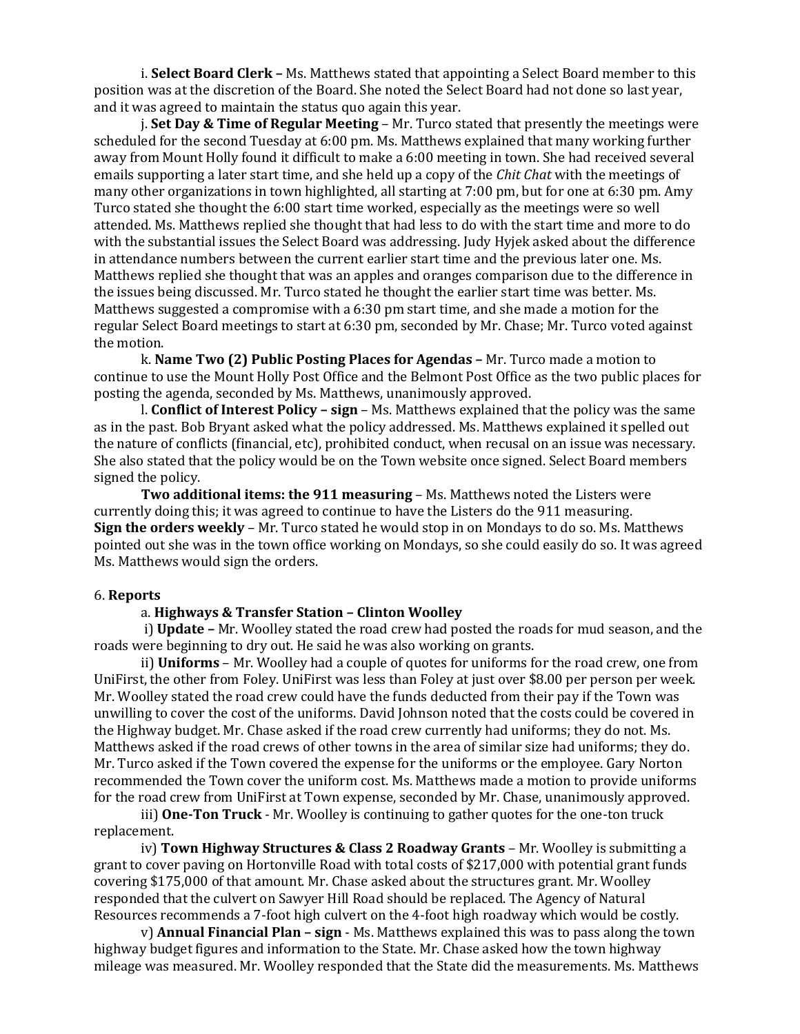i. **Select Board Clerk –** Ms. Matthews stated that appointing a Select Board member to this position was at the discretion of the Board. She noted the Select Board had not done so last year, and it was agreed to maintain the status quo again this year.

j. **Set Day & Time of Regular Meeting** – Mr. Turco stated that presently the meetings were scheduled for the second Tuesday at 6:00 pm. Ms. Matthews explained that many working further away from Mount Holly found it difficult to make a 6:00 meeting in town. She had received several emails supporting a later start time, and she held up a copy of the *Chit Chat* with the meetings of many other organizations in town highlighted, all starting at 7:00 pm, but for one at 6:30 pm. Amy Turco stated she thought the 6:00 start time worked, especially as the meetings were so well attended. Ms. Matthews replied she thought that had less to do with the start time and more to do with the substantial issues the Select Board was addressing. Judy Hyjek asked about the difference in attendance numbers between the current earlier start time and the previous later one. Ms. Matthews replied she thought that was an apples and oranges comparison due to the difference in the issues being discussed. Mr. Turco stated he thought the earlier start time was better. Ms. Matthews suggested a compromise with a 6:30 pm start time, and she made a motion for the regular Select Board meetings to start at 6:30 pm, seconded by Mr. Chase; Mr. Turco voted against the motion.

k. **Name Two (2) Public Posting Places for Agendas –** Mr. Turco made a motion to continue to use the Mount Holly Post Office and the Belmont Post Office as the two public places for posting the agenda, seconded by Ms. Matthews, unanimously approved.

l. **Conflict of Interest Policy – sign** – Ms. Matthews explained that the policy was the same as in the past. Bob Bryant asked what the policy addressed. Ms. Matthews explained it spelled out the nature of conflicts (financial, etc), prohibited conduct, when recusal on an issue was necessary. She also stated that the policy would be on the Town website once signed. Select Board members signed the policy.

**Two additional items: the 911 measuring** – Ms. Matthews noted the Listers were currently doing this; it was agreed to continue to have the Listers do the 911 measuring.
**Sign the orders weekly** – Mr. Turco stated he would stop in on Mondays to do so. Ms. Matthews pointed out she was in the town office working on Mondays, so she could easily do so. It was agreed Ms. Matthews would sign the orders.

6. **Reports**

a. **Highways & Transfer Station – Clinton Woolley**

i) **Update –** Mr. Woolley stated the road crew had posted the roads for mud season, and the roads were beginning to dry out. He said he was also working on grants.

ii) **Uniforms** – Mr. Woolley had a couple of quotes for uniforms for the road crew, one from UniFirst, the other from Foley. UniFirst was less than Foley at just over $8.00 per person per week. Mr. Woolley stated the road crew could have the funds deducted from their pay if the Town was unwilling to cover the cost of the uniforms. David Johnson noted that the costs could be covered in the Highway budget. Mr. Chase asked if the road crew currently had uniforms; they do not. Ms. Matthews asked if the road crews of other towns in the area of similar size had uniforms; they do. Mr. Turco asked if the Town covered the expense for the uniforms or the employee. Gary Norton recommended the Town cover the uniform cost. Ms. Matthews made a motion to provide uniforms for the road crew from UniFirst at Town expense, seconded by Mr. Chase, unanimously approved.

iii) **One-Ton Truck** - Mr. Woolley is continuing to gather quotes for the one-ton truck replacement.

iv) **Town Highway Structures & Class 2 Roadway Grants** – Mr. Woolley is submitting a grant to cover paving on Hortonville Road with total costs of $217,000 with potential grant funds covering $175,000 of that amount. Mr. Chase asked about the structures grant. Mr. Woolley responded that the culvert on Sawyer Hill Road should be replaced. The Agency of Natural Resources recommends a 7-foot high culvert on the 4-foot high roadway which would be costly.

v) **Annual Financial Plan – sign** - Ms. Matthews explained this was to pass along the town highway budget figures and information to the State. Mr. Chase asked how the town highway mileage was measured. Mr. Woolley responded that the State did the measurements. Ms. Matthews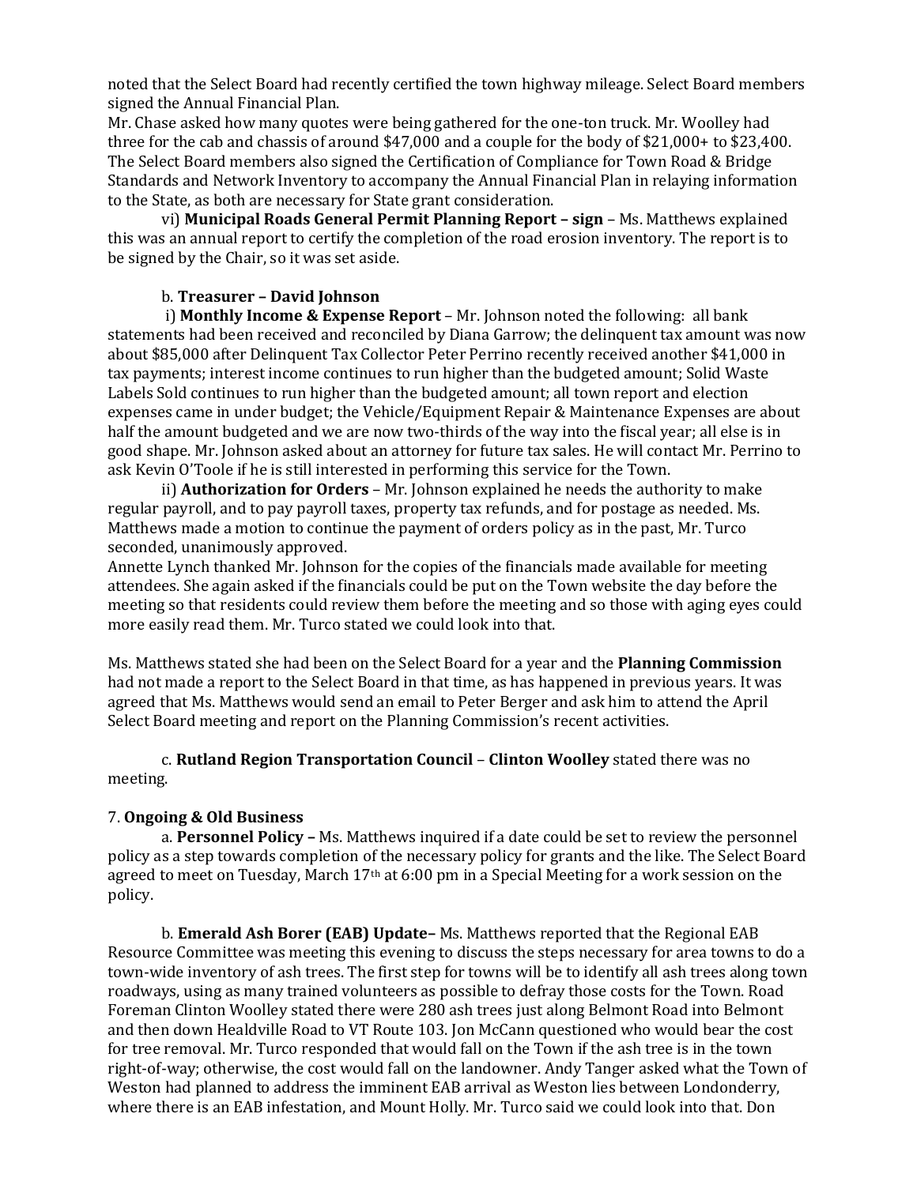noted that the Select Board had recently certified the town highway mileage. Select Board members signed the Annual Financial Plan.

Mr. Chase asked how many quotes were being gathered for the one-ton truck. Mr. Woolley had three for the cab and chassis of around $47,000 and a couple for the body of $21,000+ to $23,400. The Select Board members also signed the Certification of Compliance for Town Road & Bridge Standards and Network Inventory to accompany the Annual Financial Plan in relaying information to the State, as both are necessary for State grant consideration.

vi) **Municipal Roads General Permit Planning Report – sign** – Ms. Matthews explained this was an annual report to certify the completion of the road erosion inventory. The report is to be signed by the Chair, so it was set aside.

b. **Treasurer – David Johnson**

i) **Monthly Income & Expense Report** – Mr. Johnson noted the following: all bank statements had been received and reconciled by Diana Garrow; the delinquent tax amount was now about $85,000 after Delinquent Tax Collector Peter Perrino recently received another $41,000 in tax payments; interest income continues to run higher than the budgeted amount; Solid Waste Labels Sold continues to run higher than the budgeted amount; all town report and election expenses came in under budget; the Vehicle/Equipment Repair & Maintenance Expenses are about half the amount budgeted and we are now two-thirds of the way into the fiscal year; all else is in good shape. Mr. Johnson asked about an attorney for future tax sales. He will contact Mr. Perrino to ask Kevin O'Toole if he is still interested in performing this service for the Town.

ii) **Authorization for Orders** – Mr. Johnson explained he needs the authority to make regular payroll, and to pay payroll taxes, property tax refunds, and for postage as needed. Ms. Matthews made a motion to continue the payment of orders policy as in the past, Mr. Turco seconded, unanimously approved.

Annette Lynch thanked Mr. Johnson for the copies of the financials made available for meeting attendees. She again asked if the financials could be put on the Town website the day before the meeting so that residents could review them before the meeting and so those with aging eyes could more easily read them. Mr. Turco stated we could look into that.

Ms. Matthews stated she had been on the Select Board for a year and the **Planning Commission** had not made a report to the Select Board in that time, as has happened in previous years. It was agreed that Ms. Matthews would send an email to Peter Berger and ask him to attend the April Select Board meeting and report on the Planning Commission's recent activities.

c. **Rutland Region Transportation Council** – **Clinton Woolley** stated there was no meeting.

7. **Ongoing & Old Business**

a. **Personnel Policy –** Ms. Matthews inquired if a date could be set to review the personnel policy as a step towards completion of the necessary policy for grants and the like. The Select Board agreed to meet on Tuesday, March 17th at 6:00 pm in a Special Meeting for a work session on the policy.

b. **Emerald Ash Borer (EAB) Update–** Ms. Matthews reported that the Regional EAB Resource Committee was meeting this evening to discuss the steps necessary for area towns to do a town-wide inventory of ash trees. The first step for towns will be to identify all ash trees along town roadways, using as many trained volunteers as possible to defray those costs for the Town. Road Foreman Clinton Woolley stated there were 280 ash trees just along Belmont Road into Belmont and then down Healdville Road to VT Route 103. Jon McCann questioned who would bear the cost for tree removal. Mr. Turco responded that would fall on the Town if the ash tree is in the town right-of-way; otherwise, the cost would fall on the landowner. Andy Tanger asked what the Town of Weston had planned to address the imminent EAB arrival as Weston lies between Londonderry, where there is an EAB infestation, and Mount Holly. Mr. Turco said we could look into that. Don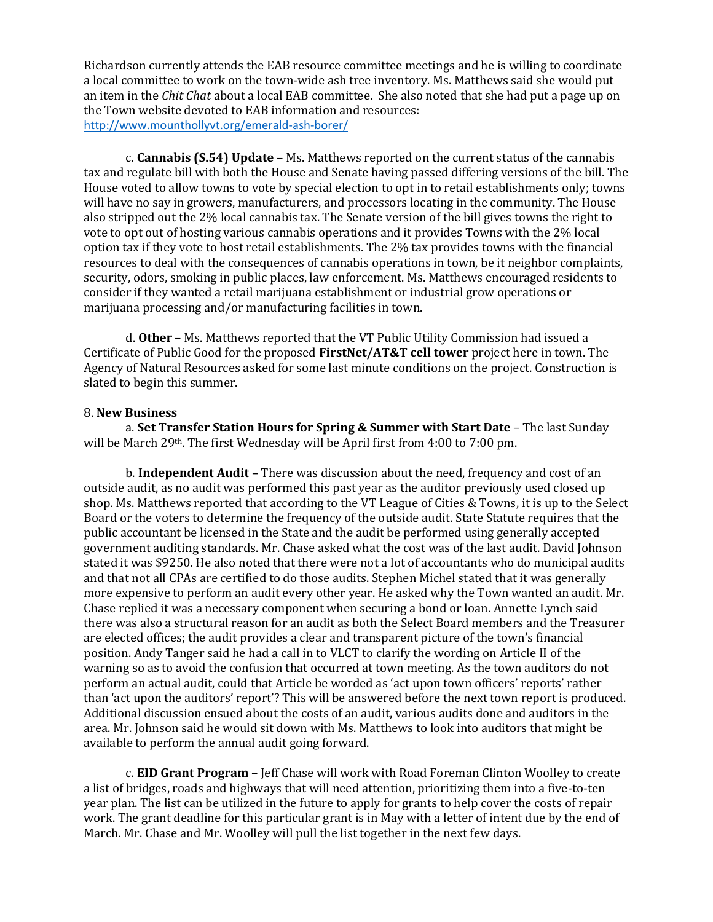Richardson currently attends the EAB resource committee meetings and he is willing to coordinate a local committee to work on the town-wide ash tree inventory. Ms. Matthews said she would put an item in the *Chit Chat* about a local EAB committee. She also noted that she had put a page up on the Town website devoted to EAB information and resources: http://www.mounthollyvt.org/emerald-ash-borer/

c. **Cannabis (S.54) Update** – Ms. Matthews reported on the current status of the cannabis tax and regulate bill with both the House and Senate having passed differing versions of the bill. The House voted to allow towns to vote by special election to opt in to retail establishments only; towns will have no say in growers, manufacturers, and processors locating in the community. The House also stripped out the 2% local cannabis tax. The Senate version of the bill gives towns the right to vote to opt out of hosting various cannabis operations and it provides Towns with the 2% local option tax if they vote to host retail establishments. The 2% tax provides towns with the financial resources to deal with the consequences of cannabis operations in town, be it neighbor complaints, security, odors, smoking in public places, law enforcement. Ms. Matthews encouraged residents to consider if they wanted a retail marijuana establishment or industrial grow operations or marijuana processing and/or manufacturing facilities in town.

d. **Other** – Ms. Matthews reported that the VT Public Utility Commission had issued a Certificate of Public Good for the proposed **FirstNet/AT&T cell tower** project here in town. The Agency of Natural Resources asked for some last minute conditions on the project. Construction is slated to begin this summer.

8. **New Business**

a. **Set Transfer Station Hours for Spring & Summer with Start Date** – The last Sunday will be March 29th. The first Wednesday will be April first from 4:00 to 7:00 pm.

b. **Independent Audit –** There was discussion about the need, frequency and cost of an outside audit, as no audit was performed this past year as the auditor previously used closed up shop. Ms. Matthews reported that according to the VT League of Cities & Towns, it is up to the Select Board or the voters to determine the frequency of the outside audit. State Statute requires that the public accountant be licensed in the State and the audit be performed using generally accepted government auditing standards. Mr. Chase asked what the cost was of the last audit. David Johnson stated it was $9250. He also noted that there were not a lot of accountants who do municipal audits and that not all CPAs are certified to do those audits. Stephen Michel stated that it was generally more expensive to perform an audit every other year. He asked why the Town wanted an audit. Mr. Chase replied it was a necessary component when securing a bond or loan. Annette Lynch said there was also a structural reason for an audit as both the Select Board members and the Treasurer are elected offices; the audit provides a clear and transparent picture of the town's financial position. Andy Tanger said he had a call in to VLCT to clarify the wording on Article II of the warning so as to avoid the confusion that occurred at town meeting. As the town auditors do not perform an actual audit, could that Article be worded as 'act upon town officers' reports' rather than 'act upon the auditors' report'? This will be answered before the next town report is produced. Additional discussion ensued about the costs of an audit, various audits done and auditors in the area. Mr. Johnson said he would sit down with Ms. Matthews to look into auditors that might be available to perform the annual audit going forward.

c. **EID Grant Program** – Jeff Chase will work with Road Foreman Clinton Woolley to create a list of bridges, roads and highways that will need attention, prioritizing them into a five-to-ten year plan. The list can be utilized in the future to apply for grants to help cover the costs of repair work. The grant deadline for this particular grant is in May with a letter of intent due by the end of March. Mr. Chase and Mr. Woolley will pull the list together in the next few days.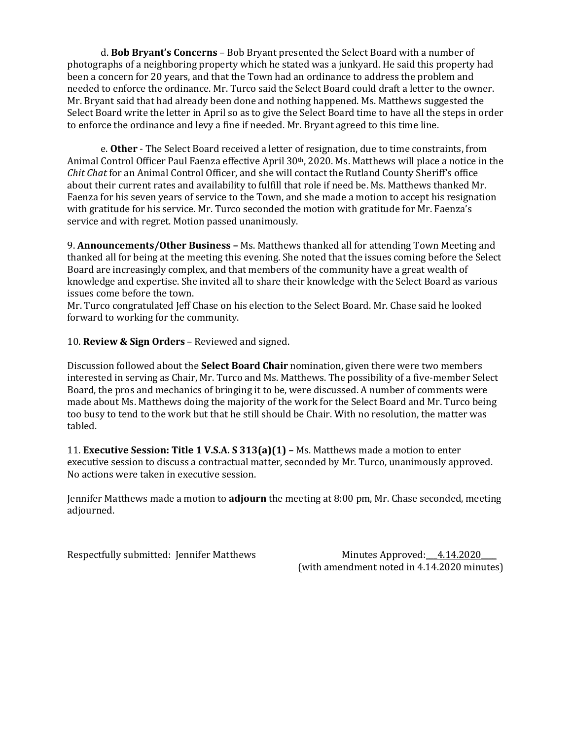d. **Bob Bryant's Concerns** – Bob Bryant presented the Select Board with a number of photographs of a neighboring property which he stated was a junkyard. He said this property had been a concern for 20 years, and that the Town had an ordinance to address the problem and needed to enforce the ordinance. Mr. Turco said the Select Board could draft a letter to the owner. Mr. Bryant said that had already been done and nothing happened. Ms. Matthews suggested the Select Board write the letter in April so as to give the Select Board time to have all the steps in order to enforce the ordinance and levy a fine if needed. Mr. Bryant agreed to this time line.

e. **Other** - The Select Board received a letter of resignation, due to time constraints, from Animal Control Officer Paul Faenza effective April 30th, 2020. Ms. Matthews will place a notice in the *Chit Chat* for an Animal Control Officer, and she will contact the Rutland County Sheriff's office about their current rates and availability to fulfill that role if need be. Ms. Matthews thanked Mr. Faenza for his seven years of service to the Town, and she made a motion to accept his resignation with gratitude for his service. Mr. Turco seconded the motion with gratitude for Mr. Faenza's service and with regret. Motion passed unanimously.

9. **Announcements/Other Business –** Ms. Matthews thanked all for attending Town Meeting and thanked all for being at the meeting this evening. She noted that the issues coming before the Select Board are increasingly complex, and that members of the community have a great wealth of knowledge and expertise. She invited all to share their knowledge with the Select Board as various issues come before the town.
Mr. Turco congratulated Jeff Chase on his election to the Select Board. Mr. Chase said he looked forward to working for the community.

10. **Review & Sign Orders** – Reviewed and signed.

Discussion followed about the **Select Board Chair** nomination, given there were two members interested in serving as Chair, Mr. Turco and Ms. Matthews. The possibility of a five-member Select Board, the pros and mechanics of bringing it to be, were discussed. A number of comments were made about Ms. Matthews doing the majority of the work for the Select Board and Mr. Turco being too busy to tend to the work but that he still should be Chair. With no resolution, the matter was tabled.

11. **Executive Session: Title 1 V.S.A. S 313(a)(1) –** Ms. Matthews made a motion to enter executive session to discuss a contractual matter, seconded by Mr. Turco, unanimously approved. No actions were taken in executive session.

Jennifer Matthews made a motion to **adjourn** the meeting at 8:00 pm, Mr. Chase seconded, meeting adjourned.

Respectfully submitted: Jennifer Matthews

Minutes Approved: 4.14.2020
(with amendment noted in 4.14.2020 minutes)